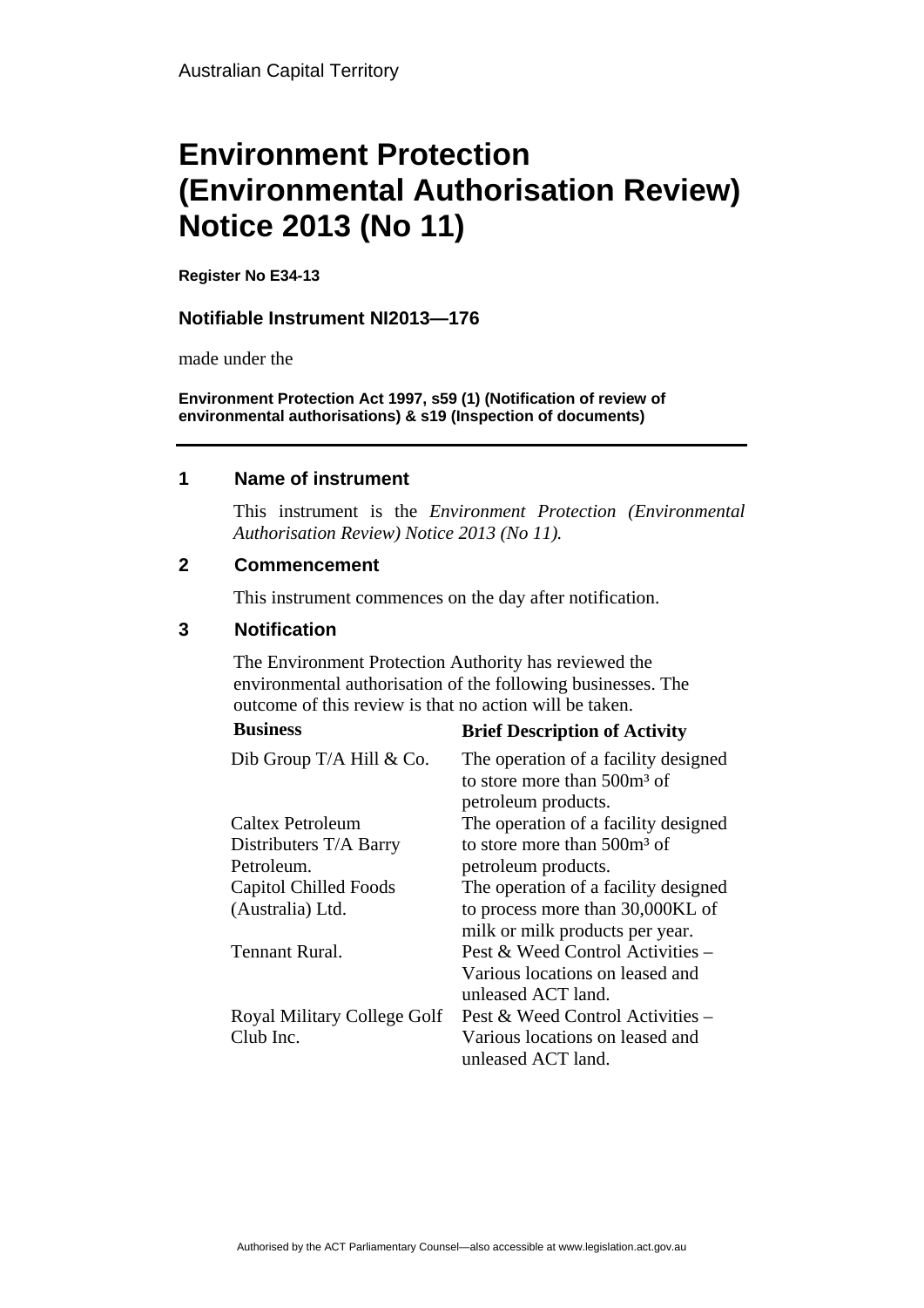Australian Capital Territory

# Environment Protection (Environmental Authorisation Review) Notice 2013 (No 11)

**Register No E34-13**

**Notifiable Instrument NI2013—176**

made under the

**Environment Protection Act 1997, s59 (1) (Notification of review of environmental authorisations) & s19 (Inspection of documents)**

## 1 Name of instrument

This instrument is the *Environment Protection (Environmental Authorisation Review) Notice 2013 (No 11).*

## 2 Commencement

This instrument commences on the day after notification.

## 3 Notification

The Environment Protection Authority has reviewed the environmental authorisation of the following businesses. The outcome of this review is that no action will be taken.

| Business | Brief Description of Activity |
|---|---|
| Dib Group T/A Hill & Co. | The operation of a facility designed to store more than 500m³ of petroleum products. |
| Caltex Petroleum Distributers T/A Barry Petroleum. | The operation of a facility designed to store more than 500m³ of petroleum products. |
| Capitol Chilled Foods (Australia) Ltd. | The operation of a facility designed to process more than 30,000KL of milk or milk products per year. |
| Tennant Rural. | Pest & Weed Control Activities – Various locations on leased and unleased ACT land. |
| Royal Military College Golf Club Inc. | Pest & Weed Control Activities – Various locations on leased and unleased ACT land. |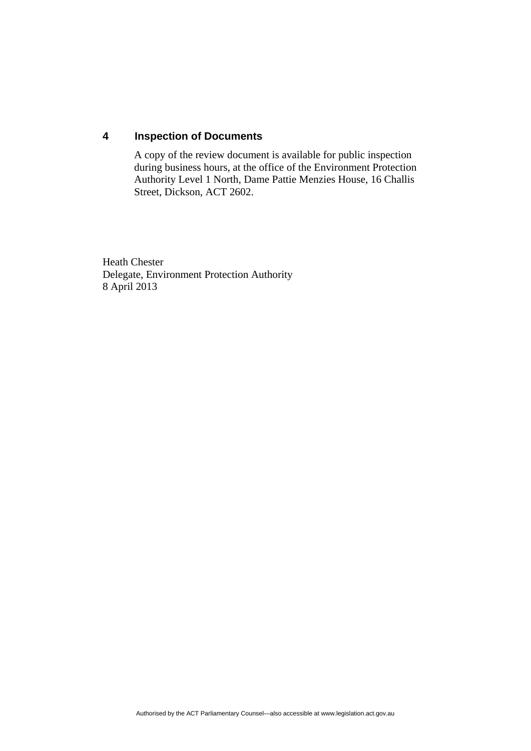## 4 Inspection of Documents

A copy of the review document is available for public inspection during business hours, at the office of the Environment Protection Authority Level 1 North, Dame Pattie Menzies House, 16 Challis Street, Dickson, ACT 2602.

Heath Chester
Delegate, Environment Protection Authority
8 April 2013